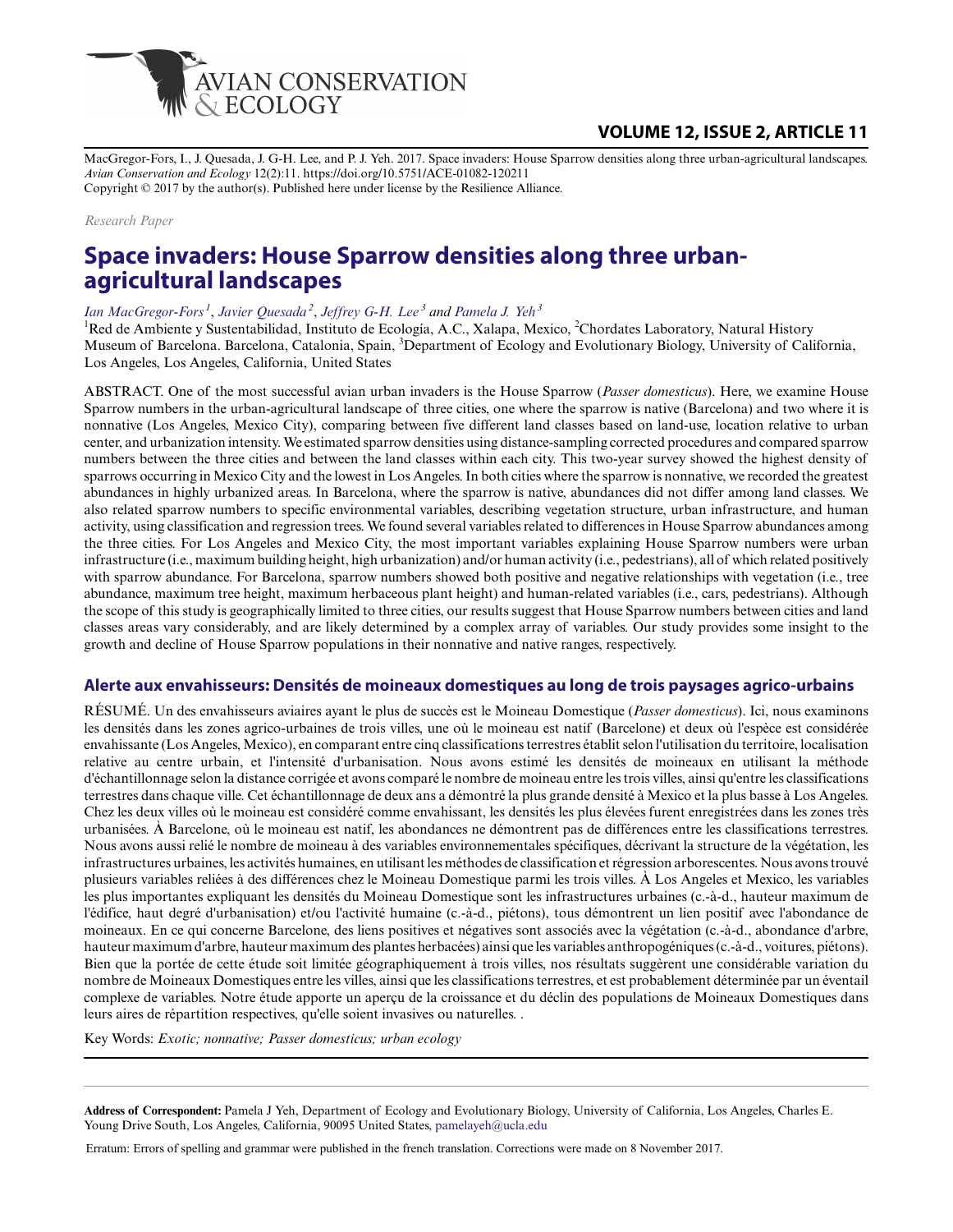MacGregor-Fors, I., J. Quesada, J. G-H. Lee, and P. J. Yeh. 2017. Space invaders: House Sparrow densities along three urban-agricultural landscapes. *Avian Conservation and Ecology* 12(2):11. https://doi.org/10.5751/ACE-01082-120211
Copyright © 2017 by the author(s). Published here under license by the Resilience Alliance.

*Research Paper*

# Space invaders: House Sparrow densities along three urban-agricultural landscapes

*Ian MacGregor-Fors*[1], *Javier Quesada*[2], *Jeffrey G-H. Lee*[3] and *Pamela J. Yeh*[3]

[1]Red de Ambiente y Sustentabilidad, Instituto de Ecología, A.C., Xalapa, Mexico, [2]Chordates Laboratory, Natural History Museum of Barcelona. Barcelona, Catalonia, Spain, [3]Department of Ecology and Evolutionary Biology, University of California, Los Angeles, Los Angeles, California, United States

ABSTRACT. One of the most successful avian urban invaders is the House Sparrow (*Passer domesticus*). Here, we examine House Sparrow numbers in the urban-agricultural landscape of three cities, one where the sparrow is native (Barcelona) and two where it is nonnative (Los Angeles, Mexico City), comparing between five different land classes based on land-use, location relative to urban center, and urbanization intensity. We estimated sparrow densities using distance-sampling corrected procedures and compared sparrow numbers between the three cities and between the land classes within each city. This two-year survey showed the highest density of sparrows occurring in Mexico City and the lowest in Los Angeles. In both cities where the sparrow is nonnative, we recorded the greatest abundances in highly urbanized areas. In Barcelona, where the sparrow is native, abundances did not differ among land classes. We also related sparrow numbers to specific environmental variables, describing vegetation structure, urban infrastructure, and human activity, using classification and regression trees. We found several variables related to differences in House Sparrow abundances among the three cities. For Los Angeles and Mexico City, the most important variables explaining House Sparrow numbers were urban infrastructure (i.e., maximum building height, high urbanization) and/or human activity (i.e., pedestrians), all of which related positively with sparrow abundance. For Barcelona, sparrow numbers showed both positive and negative relationships with vegetation (i.e., tree abundance, maximum tree height, maximum herbaceous plant height) and human-related variables (i.e., cars, pedestrians). Although the scope of this study is geographically limited to three cities, our results suggest that House Sparrow numbers between cities and land classes areas vary considerably, and are likely determined by a complex array of variables. Our study provides some insight to the growth and decline of House Sparrow populations in their nonnative and native ranges, respectively.

## Alerte aux envahisseurs: Densités de moineaux domestiques au long de trois paysages agrico-urbains

RÉSUMÉ. Un des envahisseurs aviaires ayant le plus de succès est le Moineau Domestique (*Passer domesticus*). Ici, nous examinons les densités dans les zones agrico-urbaines de trois villes, une où le moineau est natif (Barcelone) et deux où l'espèce est considérée envahissante (Los Angeles, Mexico), en comparant entre cinq classifications terrestres établit selon l'utilisation du territoire, localisation relative au centre urbain, et l'intensité d'urbanisation. Nous avons estimé les densités de moineaux en utilisant la méthode d'échantillonnage selon la distance corrigée et avons comparé le nombre de moineau entre les trois villes, ainsi qu'entre les classifications terrestres dans chaque ville. Cet échantillonnage de deux ans a démontré la plus grande densité à Mexico et la plus basse à Los Angeles. Chez les deux villes où le moineau est considéré comme envahissant, les densités les plus élevées furent enregistrées dans les zones très urbanisées. À Barcelone, où le moineau est natif, les abondances ne démontrent pas de différences entre les classifications terrestres. Nous avons aussi relié le nombre de moineau à des variables environnementales spécifiques, décrivant la structure de la végétation, les infrastructures urbaines, les activités humaines, en utilisant les méthodes de classification et régression arborescentes. Nous avons trouvé plusieurs variables reliées à des différences chez le Moineau Domestique parmi les trois villes. À Los Angeles et Mexico, les variables les plus importantes expliquant les densités du Moineau Domestique sont les infrastructures urbaines (c.-à-d., hauteur maximum de l'édifice, haut degré d'urbanisation) et/ou l'activité humaine (c.-à-d., piétons), tous démontrent un lien positif avec l'abondance de moineaux. En ce qui concerne Barcelone, des liens positives et négatives sont associés avec la végétation (c.-à-d., abondance d'arbre, hauteur maximum d'arbre, hauteur maximum des plantes herbacées) ainsi que les variables anthropogéniques (c.-à-d., voitures, piétons). Bien que la portée de cette étude soit limitée géographiquement à trois villes, nos résultats suggèrent une considérable variation du nombre de Moineaux Domestiques entre les villes, ainsi que les classifications terrestres, et est probablement déterminée par un éventail complexe de variables. Notre étude apporte un aperçu de la croissance et du déclin des populations de Moineaux Domestiques dans leurs aires de répartition respectives, qu'elle soient invasives ou naturelles. .

Key Words: *Exotic; nonnative; Passer domesticus; urban ecology*

**Address of Correspondent:** Pamela J Yeh, Department of Ecology and Evolutionary Biology, University of California, Los Angeles, Charles E. Young Drive South, Los Angeles, California, 90095 United States, pamelayeh@ucla.edu

Erratum: Errors of spelling and grammar were published in the french translation. Corrections were made on 8 November 2017.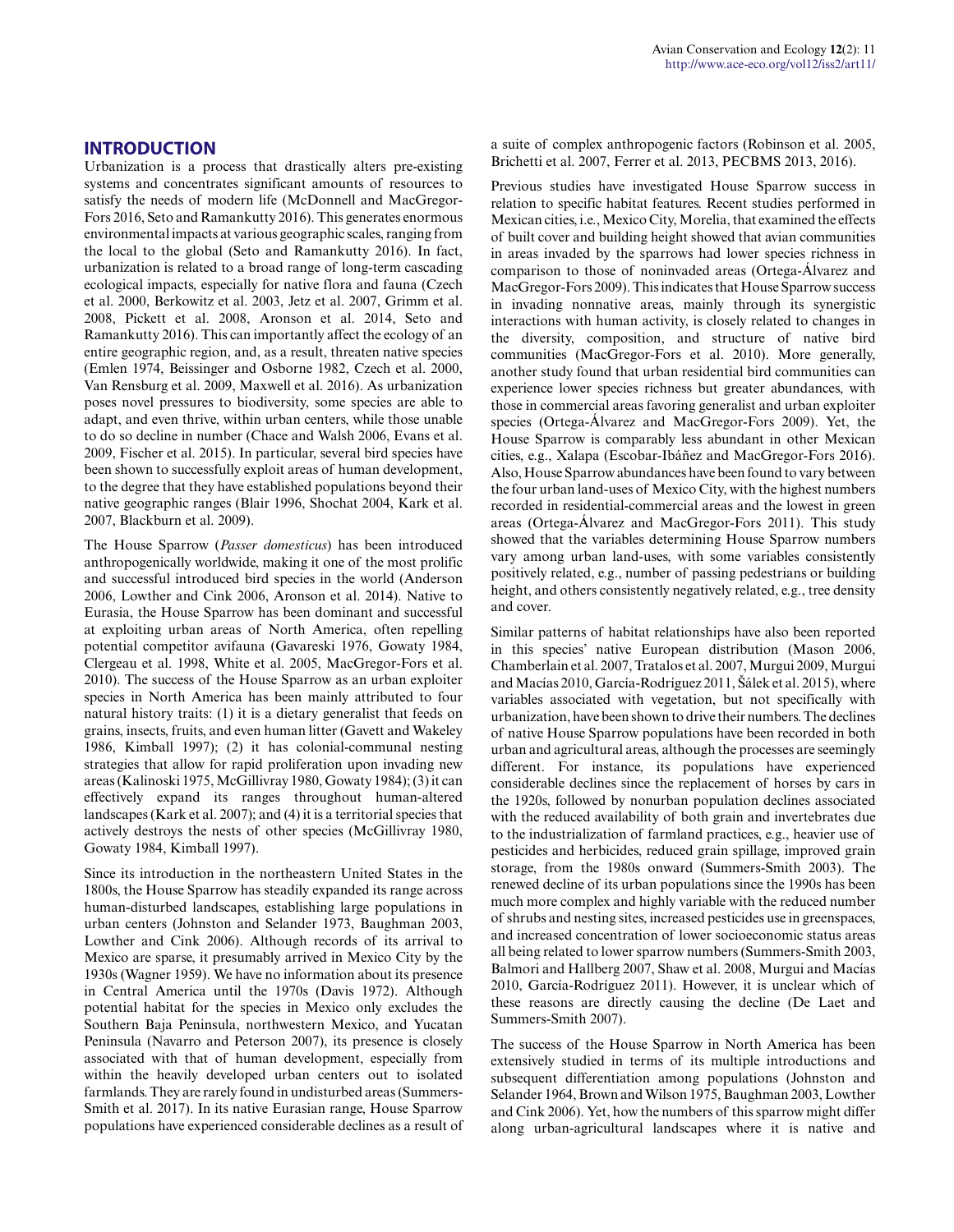## INTRODUCTION

Urbanization is a process that drastically alters pre-existing systems and concentrates significant amounts of resources to satisfy the needs of modern life (McDonnell and MacGregor-Fors 2016, Seto and Ramankutty 2016). This generates enormous environmental impacts at various geographic scales, ranging from the local to the global (Seto and Ramankutty 2016). In fact, urbanization is related to a broad range of long-term cascading ecological impacts, especially for native flora and fauna (Czech et al. 2000, Berkowitz et al. 2003, Jetz et al. 2007, Grimm et al. 2008, Pickett et al. 2008, Aronson et al. 2014, Seto and Ramankutty 2016). This can importantly affect the ecology of an entire geographic region, and, as a result, threaten native species (Emlen 1974, Beissinger and Osborne 1982, Czech et al. 2000, Van Rensburg et al. 2009, Maxwell et al. 2016). As urbanization poses novel pressures to biodiversity, some species are able to adapt, and even thrive, within urban centers, while those unable to do so decline in number (Chace and Walsh 2006, Evans et al. 2009, Fischer et al. 2015). In particular, several bird species have been shown to successfully exploit areas of human development, to the degree that they have established populations beyond their native geographic ranges (Blair 1996, Shochat 2004, Kark et al. 2007, Blackburn et al. 2009).

The House Sparrow (*Passer domesticus*) has been introduced anthropogenically worldwide, making it one of the most prolific and successful introduced bird species in the world (Anderson 2006, Lowther and Cink 2006, Aronson et al. 2014). Native to Eurasia, the House Sparrow has been dominant and successful at exploiting urban areas of North America, often repelling potential competitor avifauna (Gavareski 1976, Gowaty 1984, Clergeau et al. 1998, White et al. 2005, MacGregor-Fors et al. 2010). The success of the House Sparrow as an urban exploiter species in North America has been mainly attributed to four natural history traits: (1) it is a dietary generalist that feeds on grains, insects, fruits, and even human litter (Gavett and Wakeley 1986, Kimball 1997); (2) it has colonial-communal nesting strategies that allow for rapid proliferation upon invading new areas (Kalinoski 1975, McGillivray 1980, Gowaty 1984); (3) it can effectively expand its ranges throughout human-altered landscapes (Kark et al. 2007); and (4) it is a territorial species that actively destroys the nests of other species (McGillivray 1980, Gowaty 1984, Kimball 1997).

Since its introduction in the northeastern United States in the 1800s, the House Sparrow has steadily expanded its range across human-disturbed landscapes, establishing large populations in urban centers (Johnston and Selander 1973, Baughman 2003, Lowther and Cink 2006). Although records of its arrival to Mexico are sparse, it presumably arrived in Mexico City by the 1930s (Wagner 1959). We have no information about its presence in Central America until the 1970s (Davis 1972). Although potential habitat for the species in Mexico only excludes the Southern Baja Peninsula, northwestern Mexico, and Yucatan Peninsula (Navarro and Peterson 2007), its presence is closely associated with that of human development, especially from within the heavily developed urban centers out to isolated farmlands. They are rarely found in undisturbed areas (Summers-Smith et al. 2017). In its native Eurasian range, House Sparrow populations have experienced considerable declines as a result of a suite of complex anthropogenic factors (Robinson et al. 2005, Brichetti et al. 2007, Ferrer et al. 2013, PECBMS 2013, 2016).

Previous studies have investigated House Sparrow success in relation to specific habitat features. Recent studies performed in Mexican cities, i.e., Mexico City, Morelia, that examined the effects of built cover and building height showed that avian communities in areas invaded by the sparrows had lower species richness in comparison to those of noninvaded areas (Ortega-Álvarez and MacGregor-Fors 2009). This indicates that House Sparrow success in invading nonnative areas, mainly through its synergistic interactions with human activity, is closely related to changes in the diversity, composition, and structure of native bird communities (MacGregor-Fors et al. 2010). More generally, another study found that urban residential bird communities can experience lower species richness but greater abundances, with those in commercial areas favoring generalist and urban exploiter species (Ortega-Álvarez and MacGregor-Fors 2009). Yet, the House Sparrow is comparably less abundant in other Mexican cities, e.g., Xalapa (Escobar-Ibáñez and MacGregor-Fors 2016). Also, House Sparrow abundances have been found to vary between the four urban land-uses of Mexico City, with the highest numbers recorded in residential-commercial areas and the lowest in green areas (Ortega-Álvarez and MacGregor-Fors 2011). This study showed that the variables determining House Sparrow numbers vary among urban land-uses, with some variables consistently positively related, e.g., number of passing pedestrians or building height, and others consistently negatively related, e.g., tree density and cover.

Similar patterns of habitat relationships have also been reported in this species' native European distribution (Mason 2006, Chamberlain et al. 2007, Tratalos et al. 2007, Murgui 2009, Murgui and Macías 2010, García-Rodríguez 2011, Šálek et al. 2015), where variables associated with vegetation, but not specifically with urbanization, have been shown to drive their numbers. The declines of native House Sparrow populations have been recorded in both urban and agricultural areas, although the processes are seemingly different. For instance, its populations have experienced considerable declines since the replacement of horses by cars in the 1920s, followed by nonurban population declines associated with the reduced availability of both grain and invertebrates due to the industrialization of farmland practices, e.g., heavier use of pesticides and herbicides, reduced grain spillage, improved grain storage, from the 1980s onward (Summers-Smith 2003). The renewed decline of its urban populations since the 1990s has been much more complex and highly variable with the reduced number of shrubs and nesting sites, increased pesticides use in greenspaces, and increased concentration of lower socioeconomic status areas all being related to lower sparrow numbers (Summers-Smith 2003, Balmori and Hallberg 2007, Shaw et al. 2008, Murgui and Macías 2010, García-Rodríguez 2011). However, it is unclear which of these reasons are directly causing the decline (De Laet and Summers-Smith 2007).

The success of the House Sparrow in North America has been extensively studied in terms of its multiple introductions and subsequent differentiation among populations (Johnston and Selander 1964, Brown and Wilson 1975, Baughman 2003, Lowther and Cink 2006). Yet, how the numbers of this sparrow might differ along urban-agricultural landscapes where it is native and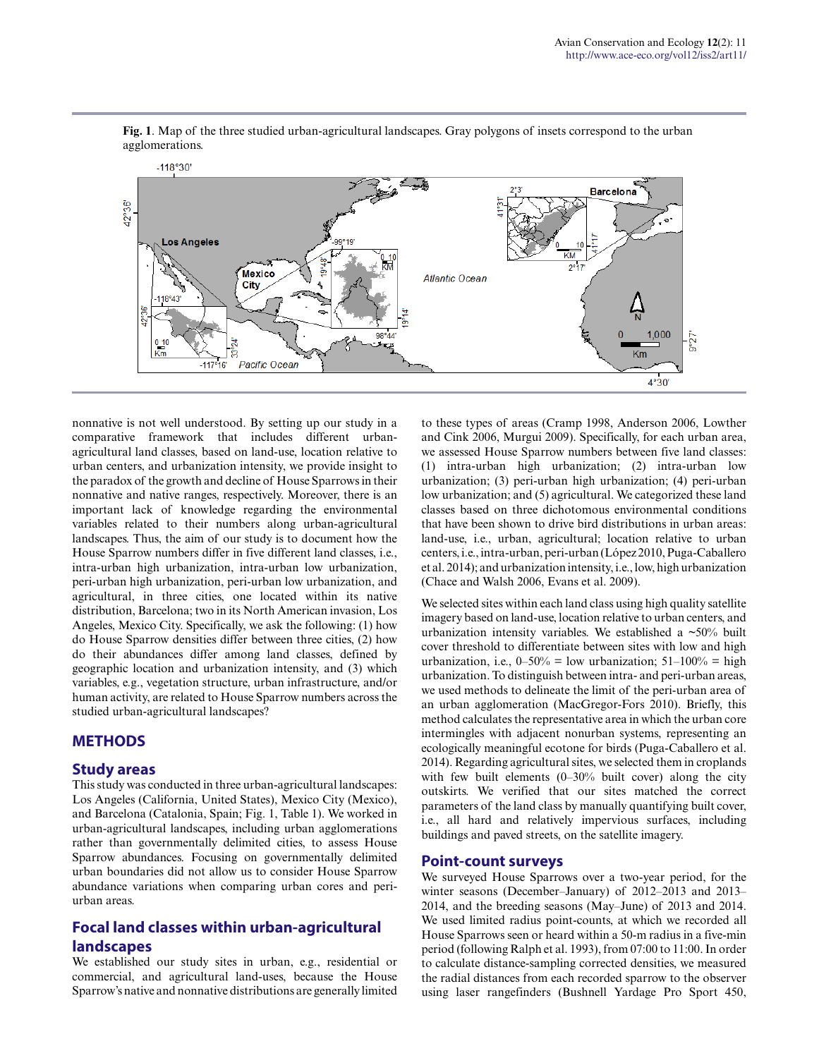**Fig. 1**. Map of the three studied urban-agricultural landscapes. Gray polygons of insets correspond to the urban agglomerations.

nonnative is not well understood. By setting up our study in a comparative framework that includes different urban-agricultural land classes, based on land-use, location relative to urban centers, and urbanization intensity, we provide insight to the paradox of the growth and decline of House Sparrows in their nonnative and native ranges, respectively. Moreover, there is an important lack of knowledge regarding the environmental variables related to their numbers along urban-agricultural landscapes. Thus, the aim of our study is to document how the House Sparrow numbers differ in five different land classes, i.e., intra-urban high urbanization, intra-urban low urbanization, peri-urban high urbanization, peri-urban low urbanization, and agricultural, in three cities, one located within its native distribution, Barcelona; two in its North American invasion, Los Angeles, Mexico City. Specifically, we ask the following: (1) how do House Sparrow densities differ between three cities, (2) how do their abundances differ among land classes, defined by geographic location and urbanization intensity, and (3) which variables, e.g., vegetation structure, urban infrastructure, and/or human activity, are related to House Sparrow numbers across the studied urban-agricultural landscapes?

## METHODS

### Study areas

This study was conducted in three urban-agricultural landscapes: Los Angeles (California, United States), Mexico City (Mexico), and Barcelona (Catalonia, Spain; Fig. 1, Table 1). We worked in urban-agricultural landscapes, including urban agglomerations rather than governmentally delimited cities, to assess House Sparrow abundances. Focusing on governmentally delimited urban boundaries did not allow us to consider House Sparrow abundance variations when comparing urban cores and peri-urban areas.

### Focal land classes within urban-agricultural landscapes

We established our study sites in urban, e.g., residential or commercial, and agricultural land-uses, because the House Sparrow's native and nonnative distributions are generally limited to these types of areas (Cramp 1998, Anderson 2006, Lowther and Cink 2006, Murgui 2009). Specifically, for each urban area, we assessed House Sparrow numbers between five land classes: (1) intra-urban high urbanization; (2) intra-urban low urbanization; (3) peri-urban high urbanization; (4) peri-urban low urbanization; and (5) agricultural. We categorized these land classes based on three dichotomous environmental conditions that have been shown to drive bird distributions in urban areas: land-use, i.e., urban, agricultural; location relative to urban centers, i.e., intra-urban, peri-urban (López 2010, Puga-Caballero et al. 2014); and urbanization intensity, i.e., low, high urbanization (Chace and Walsh 2006, Evans et al. 2009).

We selected sites within each land class using high quality satellite imagery based on land-use, location relative to urban centers, and urbanization intensity variables. We established a ~50% built cover threshold to differentiate between sites with low and high urbanization, i.e., 0–50% = low urbanization; 51–100% = high urbanization. To distinguish between intra- and peri-urban areas, we used methods to delineate the limit of the peri-urban area of an urban agglomeration (MacGregor-Fors 2010). Briefly, this method calculates the representative area in which the urban core intermingles with adjacent nonurban systems, representing an ecologically meaningful ecotone for birds (Puga-Caballero et al. 2014). Regarding agricultural sites, we selected them in croplands with few built elements (0–30% built cover) along the city outskirts. We verified that our sites matched the correct parameters of the land class by manually quantifying built cover, i.e., all hard and relatively impervious surfaces, including buildings and paved streets, on the satellite imagery.

### Point-count surveys

We surveyed House Sparrows over a two-year period, for the winter seasons (December–January) of 2012–2013 and 2013–2014, and the breeding seasons (May–June) of 2013 and 2014. We used limited radius point-counts, at which we recorded all House Sparrows seen or heard within a 50-m radius in a five-min period (following Ralph et al. 1993), from 07:00 to 11:00. In order to calculate distance-sampling corrected densities, we measured the radial distances from each recorded sparrow to the observer using laser rangefinders (Bushnell Yardage Pro Sport 450,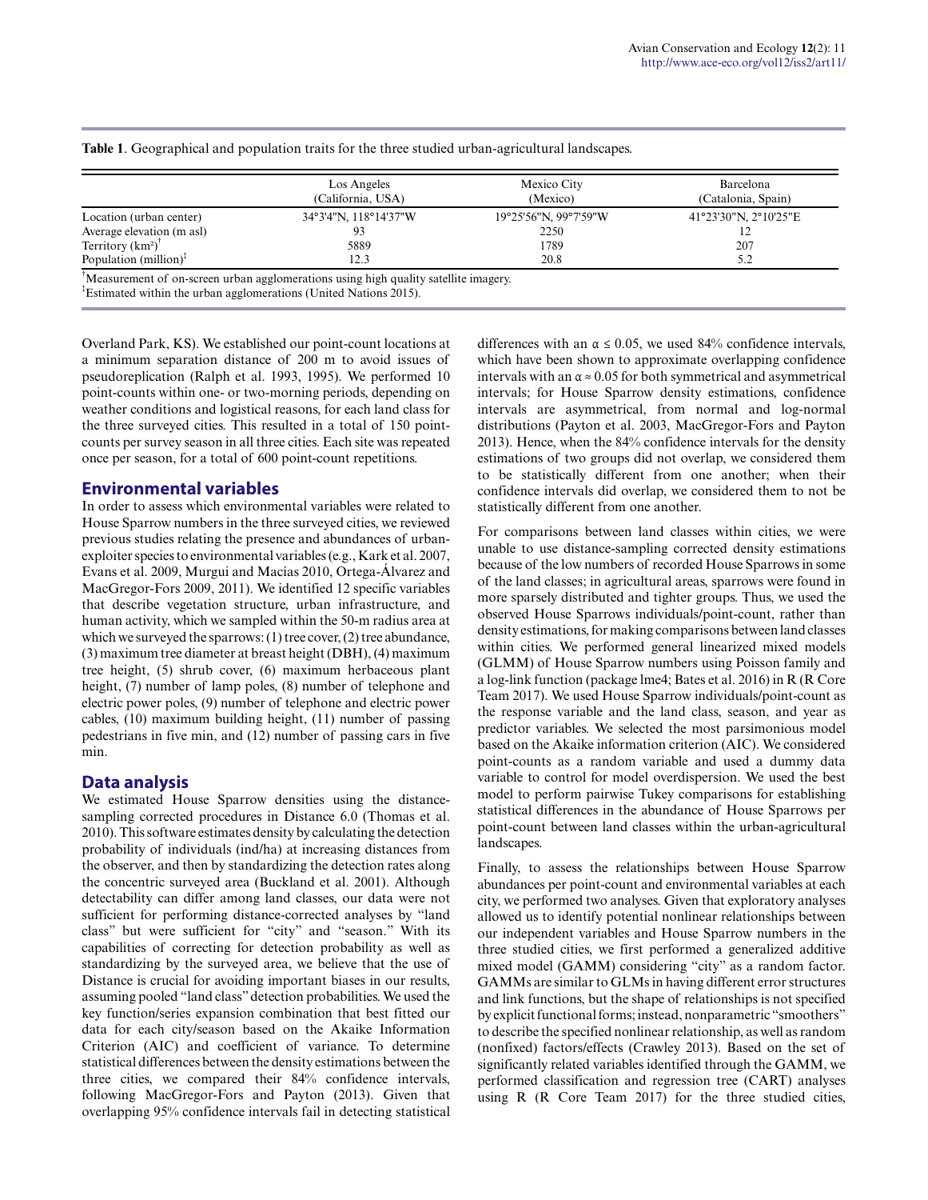**Table 1**. Geographical and population traits for the three studied urban-agricultural landscapes.

| | Los Angeles (California, USA) | Mexico City (Mexico) | Barcelona (Catalonia, Spain) |
|---|---|---|---|
| Location (urban center) | 34°3'4"N, 118°14'37"W | 19°25'56"N, 99°7'59"W | 41°23'30"N, 2°10'25"E |
| Average elevation (m asl) | 93 | 2250 | 12 |
| Territory (km²)[†] | 5889 | 1789 | 207 |
| Population (million)[‡] | 12.3 | 20.8 | 5.2 |

[†]Measurement of on-screen urban agglomerations using high quality satellite imagery.
[‡]Estimated within the urban agglomerations (United Nations 2015).

Overland Park, KS). We established our point-count locations at a minimum separation distance of 200 m to avoid issues of pseudoreplication (Ralph et al. 1993, 1995). We performed 10 point-counts within one- or two-morning periods, depending on weather conditions and logistical reasons, for each land class for the three surveyed cities. This resulted in a total of 150 point-counts per survey season in all three cities. Each site was repeated once per season, for a total of 600 point-count repetitions.

## Environmental variables

In order to assess which environmental variables were related to House Sparrow numbers in the three surveyed cities, we reviewed previous studies relating the presence and abundances of urban-exploiter species to environmental variables (e.g., Kark et al. 2007, Evans et al. 2009, Murgui and Macías 2010, Ortega-Álvarez and MacGregor-Fors 2009, 2011). We identified 12 specific variables that describe vegetation structure, urban infrastructure, and human activity, which we sampled within the 50-m radius area at which we surveyed the sparrows: (1) tree cover, (2) tree abundance, (3) maximum tree diameter at breast height (DBH), (4) maximum tree height, (5) shrub cover, (6) maximum herbaceous plant height, (7) number of lamp poles, (8) number of telephone and electric power poles, (9) number of telephone and electric power cables, (10) maximum building height, (11) number of passing pedestrians in five min, and (12) number of passing cars in five min.

## Data analysis

We estimated House Sparrow densities using the distance-sampling corrected procedures in Distance 6.0 (Thomas et al. 2010). This software estimates density by calculating the detection probability of individuals (ind/ha) at increasing distances from the observer, and then by standardizing the detection rates along the concentric surveyed area (Buckland et al. 2001). Although detectability can differ among land classes, our data were not sufficient for performing distance-corrected analyses by "land class" but were sufficient for "city" and "season." With its capabilities of correcting for detection probability as well as standardizing by the surveyed area, we believe that the use of Distance is crucial for avoiding important biases in our results, assuming pooled "land class" detection probabilities. We used the key function/series expansion combination that best fitted our data for each city/season based on the Akaike Information Criterion (AIC) and coefficient of variance. To determine statistical differences between the density estimations between the three cities, we compared their 84% confidence intervals, following MacGregor-Fors and Payton (2013). Given that overlapping 95% confidence intervals fail in detecting statistical differences with an $\alpha \leq 0.05$, we used 84% confidence intervals, which have been shown to approximate overlapping confidence intervals with an $\alpha \approx 0.05$ for both symmetrical and asymmetrical intervals; for House Sparrow density estimations, confidence intervals are asymmetrical, from normal and log-normal distributions (Payton et al. 2003, MacGregor-Fors and Payton 2013). Hence, when the 84% confidence intervals for the density estimations of two groups did not overlap, we considered them to be statistically different from one another; when their confidence intervals did overlap, we considered them to not be statistically different from one another.

For comparisons between land classes within cities, we were unable to use distance-sampling corrected density estimations because of the low numbers of recorded House Sparrows in some of the land classes; in agricultural areas, sparrows were found in more sparsely distributed and tighter groups. Thus, we used the observed House Sparrows individuals/point-count, rather than density estimations, for making comparisons between land classes within cities. We performed general linearized mixed models (GLMM) of House Sparrow numbers using Poisson family and a log-link function (package lme4; Bates et al. 2016) in R (R Core Team 2017). We used House Sparrow individuals/point-count as the response variable and the land class, season, and year as predictor variables. We selected the most parsimonious model based on the Akaike information criterion (AIC). We considered point-counts as a random variable and used a dummy data variable to control for model overdispersion. We used the best model to perform pairwise Tukey comparisons for establishing statistical differences in the abundance of House Sparrows per point-count between land classes within the urban-agricultural landscapes.

Finally, to assess the relationships between House Sparrow abundances per point-count and environmental variables at each city, we performed two analyses. Given that exploratory analyses allowed us to identify potential nonlinear relationships between our independent variables and House Sparrow numbers in the three studied cities, we first performed a generalized additive mixed model (GAMM) considering "city" as a random factor. GAMMs are similar to GLMs in having different error structures and link functions, but the shape of relationships is not specified by explicit functional forms; instead, nonparametric "smoothers" to describe the specified nonlinear relationship, as well as random (nonfixed) factors/effects (Crawley 2013). Based on the set of significantly related variables identified through the GAMM, we performed classification and regression tree (CART) analyses using R (R Core Team 2017) for the three studied cities,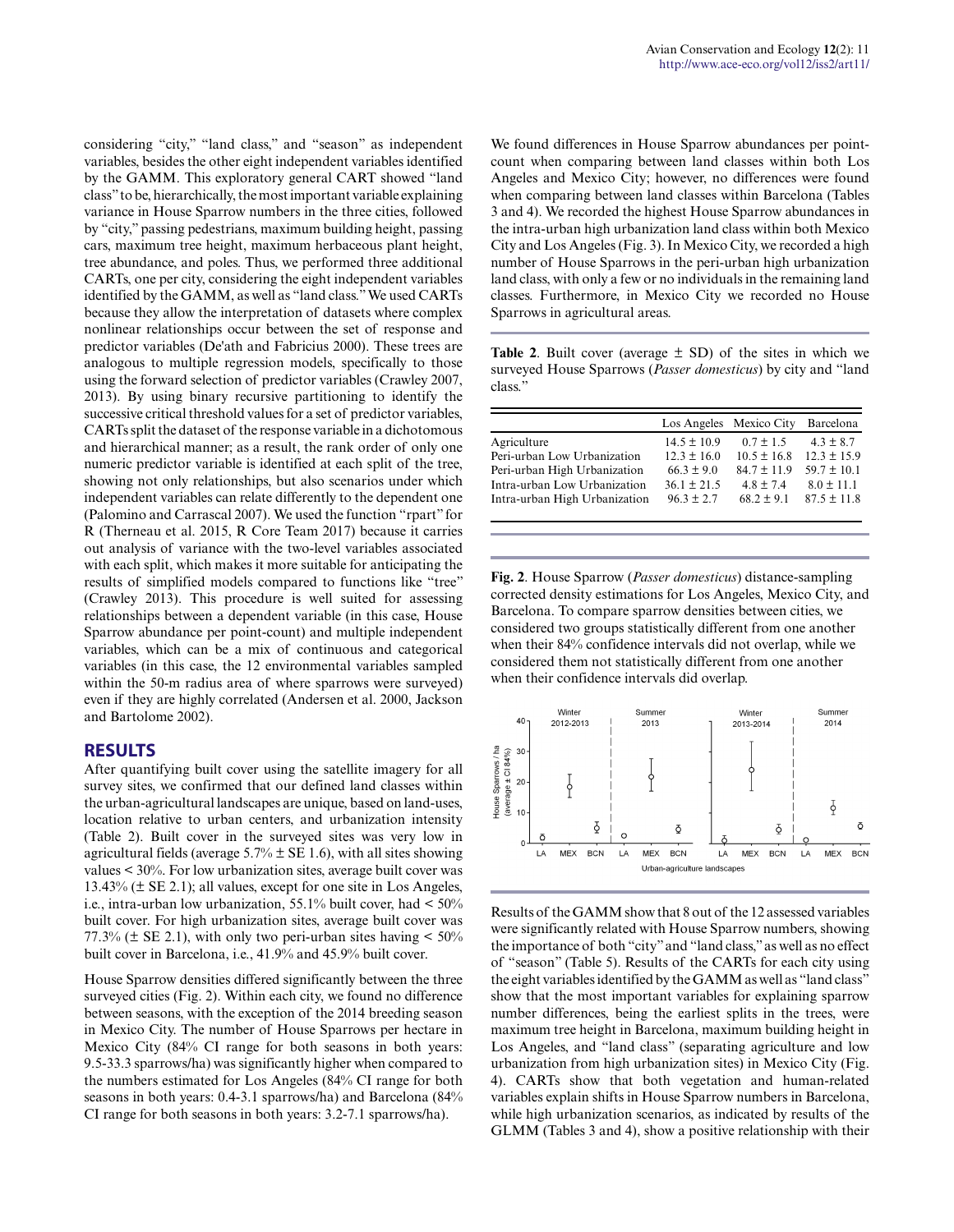considering "city," "land class," and "season" as independent variables, besides the other eight independent variables identified by the GAMM. This exploratory general CART showed "land class" to be, hierarchically, the most important variable explaining variance in House Sparrow numbers in the three cities, followed by "city," passing pedestrians, maximum building height, passing cars, maximum tree height, maximum herbaceous plant height, tree abundance, and poles. Thus, we performed three additional CARTs, one per city, considering the eight independent variables identified by the GAMM, as well as "land class." We used CARTs because they allow the interpretation of datasets where complex nonlinear relationships occur between the set of response and predictor variables (De'ath and Fabricius 2000). These trees are analogous to multiple regression models, specifically to those using the forward selection of predictor variables (Crawley 2007, 2013). By using binary recursive partitioning to identify the successive critical threshold values for a set of predictor variables, CARTs split the dataset of the response variable in a dichotomous and hierarchical manner; as a result, the rank order of only one numeric predictor variable is identified at each split of the tree, showing not only relationships, but also scenarios under which independent variables can relate differently to the dependent one (Palomino and Carrascal 2007). We used the function "rpart" for R (Therneau et al. 2015, R Core Team 2017) because it carries out analysis of variance with the two-level variables associated with each split, which makes it more suitable for anticipating the results of simplified models compared to functions like "tree" (Crawley 2013). This procedure is well suited for assessing relationships between a dependent variable (in this case, House Sparrow abundance per point-count) and multiple independent variables, which can be a mix of continuous and categorical variables (in this case, the 12 environmental variables sampled within the 50-m radius area of where sparrows were surveyed) even if they are highly correlated (Andersen et al. 2000, Jackson and Bartolome 2002).

## RESULTS

After quantifying built cover using the satellite imagery for all survey sites, we confirmed that our defined land classes within the urban-agricultural landscapes are unique, based on land-uses, location relative to urban centers, and urbanization intensity (Table 2). Built cover in the surveyed sites was very low in agricultural fields (average 5.7% ± SE 1.6), with all sites showing values < 30%. For low urbanization sites, average built cover was 13.43% (± SE 2.1); all values, except for one site in Los Angeles, i.e., intra-urban low urbanization, 55.1% built cover, had < 50% built cover. For high urbanization sites, average built cover was 77.3% (± SE 2.1), with only two peri-urban sites having < 50% built cover in Barcelona, i.e., 41.9% and 45.9% built cover.

House Sparrow densities differed significantly between the three surveyed cities (Fig. 2). Within each city, we found no difference between seasons, with the exception of the 2014 breeding season in Mexico City. The number of House Sparrows per hectare in Mexico City (84% CI range for both seasons in both years: 9.5-33.3 sparrows/ha) was significantly higher when compared to the numbers estimated for Los Angeles (84% CI range for both seasons in both years: 0.4-3.1 sparrows/ha) and Barcelona (84% CI range for both seasons in both years: 3.2-7.1 sparrows/ha).

We found differences in House Sparrow abundances per point-count when comparing between land classes within both Los Angeles and Mexico City; however, no differences were found when comparing between land classes within Barcelona (Tables 3 and 4). We recorded the highest House Sparrow abundances in the intra-urban high urbanization land class within both Mexico City and Los Angeles (Fig. 3). In Mexico City, we recorded a high number of House Sparrows in the peri-urban high urbanization land class, with only a few or no individuals in the remaining land classes. Furthermore, in Mexico City we recorded no House Sparrows in agricultural areas.

**Table 2**. Built cover (average ± SD) of the sites in which we surveyed House Sparrows (*Passer domesticus*) by city and "land class."

| | Los Angeles | Mexico City | Barcelona |
|---|---|---|---|
| Agriculture | 14.5 ± 10.9 | 0.7 ± 1.5 | 4.3 ± 8.7 |
| Peri-urban Low Urbanization | 12.3 ± 16.0 | 10.5 ± 16.8 | 12.3 ± 15.9 |
| Peri-urban High Urbanization | 66.3 ± 9.0 | 84.7 ± 11.9 | 59.7 ± 10.1 |
| Intra-urban Low Urbanization | 36.1 ± 21.5 | 4.8 ± 7.4 | 8.0 ± 11.1 |
| Intra-urban High Urbanization | 96.3 ± 2.7 | 68.2 ± 9.1 | 87.5 ± 11.8 |

**Fig. 2**. House Sparrow (*Passer domesticus*) distance-sampling corrected density estimations for Los Angeles, Mexico City, and Barcelona. To compare sparrow densities between cities, we considered two groups statistically different from one another when their 84% confidence intervals did not overlap, while we considered them not statistically different from one another when their confidence intervals did overlap.

Results of the GAMM show that 8 out of the 12 assessed variables were significantly related with House Sparrow numbers, showing the importance of both "city" and "land class," as well as no effect of "season" (Table 5). Results of the CARTs for each city using the eight variables identified by the GAMM as well as "land class" show that the most important variables for explaining sparrow number differences, being the earliest splits in the trees, were maximum tree height in Barcelona, maximum building height in Los Angeles, and "land class" (separating agriculture and low urbanization from high urbanization sites) in Mexico City (Fig. 4). CARTs show that both vegetation and human-related variables explain shifts in House Sparrow numbers in Barcelona, while high urbanization scenarios, as indicated by results of the GLMM (Tables 3 and 4), show a positive relationship with their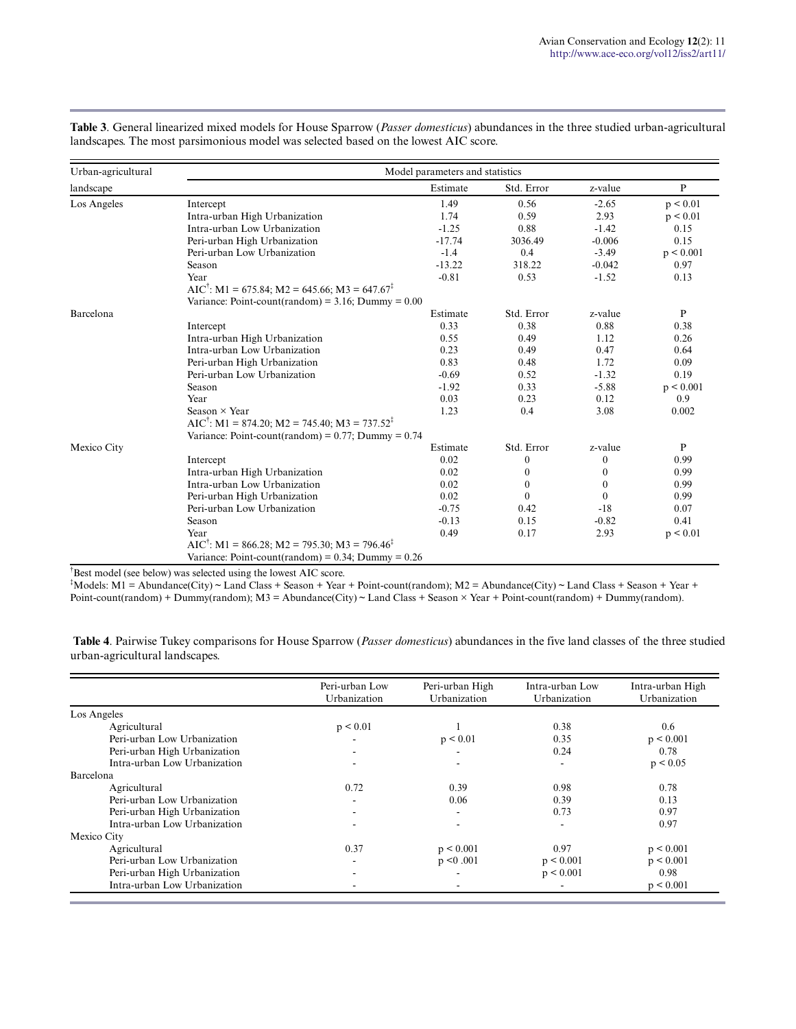**Table 3**. General linearized mixed models for House Sparrow (*Passer domesticus*) abundances in the three studied urban-agricultural landscapes. The most parsimonious model was selected based on the lowest AIC score.

| Urban-agricultural landscape | Model parameters and statistics | Estimate | Std. Error | z-value | P |
|---|---|---|---|---|---|
| Los Angeles | Intercept | 1.49 | 0.56 | -2.65 | p < 0.01 |
| | Intra-urban High Urbanization | 1.74 | 0.59 | 2.93 | p < 0.01 |
| | Intra-urban Low Urbanization | -1.25 | 0.88 | -1.42 | 0.15 |
| | Peri-urban High Urbanization | -17.74 | 3036.49 | -0.006 | 0.15 |
| | Peri-urban Low Urbanization | -1.4 | 0.4 | -3.49 | p < 0.001 |
| | Season | -13.22 | 318.22 | -0.042 | 0.97 |
| | Year | -0.81 | 0.53 | -1.52 | 0.13 |
| | AIC[†]: M1 = 675.84; M2 = 645.66; M3 = 647.67[‡] | | | | |
| | Variance: Point-count(random) = 3.16; Dummy = 0.00 | | | | |
| Barcelona | | Estimate | Std. Error | z-value | P |
| | Intercept | 0.33 | 0.38 | 0.88 | 0.38 |
| | Intra-urban High Urbanization | 0.55 | 0.49 | 1.12 | 0.26 |
| | Intra-urban Low Urbanization | 0.23 | 0.49 | 0.47 | 0.64 |
| | Peri-urban High Urbanization | 0.83 | 0.48 | 1.72 | 0.09 |
| | Peri-urban Low Urbanization | -0.69 | 0.52 | -1.32 | 0.19 |
| | Season | -1.92 | 0.33 | -5.88 | p < 0.001 |
| | Year | 0.03 | 0.23 | 0.12 | 0.9 |
| | Season × Year | 1.23 | 0.4 | 3.08 | 0.002 |
| | AIC[†]: M1 = 874.20; M2 = 745.40; M3 = 737.52[‡] | | | | |
| | Variance: Point-count(random) = 0.77; Dummy = 0.74 | | | | |
| Mexico City | | Estimate | Std. Error | z-value | P |
| | Intercept | 0.02 | 0 | 0 | 0.99 |
| | Intra-urban High Urbanization | 0.02 | 0 | 0 | 0.99 |
| | Intra-urban Low Urbanization | 0.02 | 0 | 0 | 0.99 |
| | Peri-urban High Urbanization | 0.02 | 0 | 0 | 0.99 |
| | Peri-urban Low Urbanization | -0.75 | 0.42 | -18 | 0.07 |
| | Season | -0.13 | 0.15 | -0.82 | 0.41 |
| | Year | 0.49 | 0.17 | 2.93 | p < 0.01 |
| | AIC[†]: M1 = 866.28; M2 = 795.30; M3 = 796.46[‡] | | | | |
| | Variance: Point-count(random) = 0.34; Dummy = 0.26 | | | | |

[†]Best model (see below) was selected using the lowest AIC score.
[‡]Models: M1 = Abundance(City) ~ Land Class + Season + Year + Point-count(random); M2 = Abundance(City) ~ Land Class + Season + Year + Point-count(random) + Dummy(random); M3 = Abundance(City) ~ Land Class + Season × Year + Point-count(random) + Dummy(random).

**Table 4**. Pairwise Tukey comparisons for House Sparrow (*Passer domesticus*) abundances in the five land classes of the three studied urban-agricultural landscapes.

| | Peri-urban Low Urbanization | Peri-urban High Urbanization | Intra-urban Low Urbanization | Intra-urban High Urbanization |
|---|---|---|---|---|
| Los Angeles | | | | |
| Agricultural | p < 0.01 | 1 | 0.38 | 0.6 |
| Peri-urban Low Urbanization | - | p < 0.01 | 0.35 | p < 0.001 |
| Peri-urban High Urbanization | - | - | 0.24 | 0.78 |
| Intra-urban Low Urbanization | - | - | - | p < 0.05 |
| Barcelona | | | | |
| Agricultural | 0.72 | 0.39 | 0.98 | 0.78 |
| Peri-urban Low Urbanization | - | 0.06 | 0.39 | 0.13 |
| Peri-urban High Urbanization | - | - | 0.73 | 0.97 |
| Intra-urban Low Urbanization | - | - | - | 0.97 |
| Mexico City | | | | |
| Agricultural | 0.37 | p < 0.001 | 0.97 | p < 0.001 |
| Peri-urban Low Urbanization | - | p <0 .001 | p < 0.001 | p < 0.001 |
| Peri-urban High Urbanization | - | - | p < 0.001 | 0.98 |
| Intra-urban Low Urbanization | - | - | - | p < 0.001 |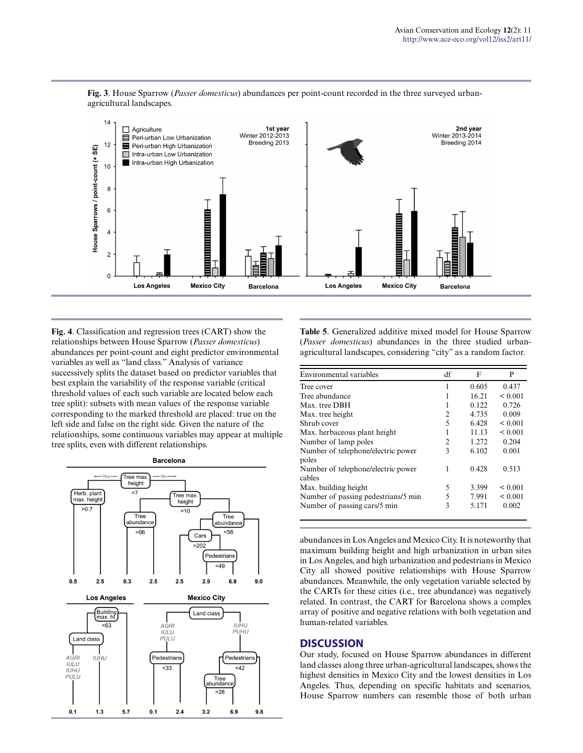**Fig. 3**. House Sparrow (*Passer domesticus*) abundances per point-count recorded in the three surveyed urban-agricultural landscapes.

**Fig. 4**. Classification and regression trees (CART) show the relationships between House Sparrow (*Passer domesticus*) abundances per point-count and eight predictor environmental variables as well as "land class." Analysis of variance successively splits the dataset based on predictor variables that best explain the variability of the response variable (critical threshold values of each such variable are located below each tree split): subsets with mean values of the response variable corresponding to the marked threshold are placed: true on the left side and false on the right side. Given the nature of the relationships, some continuous variables may appear at multiple tree splits, even with different relationships.

**Table 5**. Generalized additive mixed model for House Sparrow (*Passer domesticus*) abundances in the three studied urban-agricultural landscapes, considering "city" as a random factor.

| Environmental variables | df | F | P |
|---|---|---|---|
| Tree cover | 1 | 0.605 | 0.437 |
| Tree abundance | 1 | 16.21 | < 0.001 |
| Max. tree DBH | 1 | 0.122 | 0.726 |
| Max. tree height | 2 | 4.735 | 0.009 |
| Shrub cover | 5 | 6.428 | < 0.001 |
| Max. herbaceous plant height | 1 | 11.13 | < 0.001 |
| Number of lamp poles | 2 | 1.272 | 0.204 |
| Number of telephone/electric power poles | 3 | 6.102 | 0.001 |
| Number of telephone/electric power cables | 1 | 0.428 | 0.513 |
| Max. building height | 5 | 3.399 | < 0.001 |
| Number of passing pedestrians/5 min | 5 | 7.991 | < 0.001 |
| Number of passing cars/5 min | 3 | 5.171 | 0.002 |

abundances in Los Angeles and Mexico City. It is noteworthy that maximum building height and high urbanization in urban sites in Los Angeles, and high urbanization and pedestrians in Mexico City all showed positive relationships with House Sparrow abundances. Meanwhile, the only vegetation variable selected by the CARTs for these cities (i.e., tree abundance) was negatively related. In contrast, the CART for Barcelona shows a complex array of positive and negative relations with both vegetation and human-related variables.

## DISCUSSION

Our study, focused on House Sparrow abundances in different land classes along three urban-agricultural landscapes, shows the highest densities in Mexico City and the lowest densities in Los Angeles. Thus, depending on specific habitats and scenarios, House Sparrow numbers can resemble those of both urban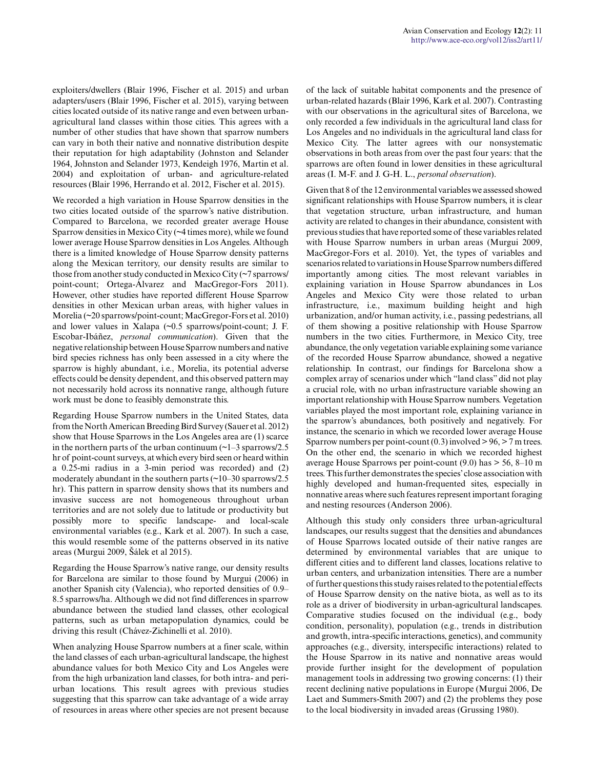exploiters/dwellers (Blair 1996, Fischer et al. 2015) and urban adapters/users (Blair 1996, Fischer et al. 2015), varying between cities located outside of its native range and even between urban-agricultural land classes within those cities. This agrees with a number of other studies that have shown that sparrow numbers can vary in both their native and nonnative distribution despite their reputation for high adaptability (Johnston and Selander 1964, Johnston and Selander 1973, Kendeigh 1976, Martin et al. 2004) and exploitation of urban- and agriculture-related resources (Blair 1996, Herrando et al. 2012, Fischer et al. 2015).

We recorded a high variation in House Sparrow densities in the two cities located outside of the sparrow's native distribution. Compared to Barcelona, we recorded greater average House Sparrow densities in Mexico City (~4 times more), while we found lower average House Sparrow densities in Los Angeles. Although there is a limited knowledge of House Sparrow density patterns along the Mexican territory, our density results are similar to those from another study conducted in Mexico City (~7 sparrows/point-count; Ortega-Álvarez and MacGregor-Fors 2011). However, other studies have reported different House Sparrow densities in other Mexican urban areas, with higher values in Morelia (~20 sparrows/point-count; MacGregor-Fors et al. 2010) and lower values in Xalapa (~0.5 sparrows/point-count; J. F. Escobar-Ibáñez, *personal communication*). Given that the negative relationship between House Sparrow numbers and native bird species richness has only been assessed in a city where the sparrow is highly abundant, i.e., Morelia, its potential adverse effects could be density dependent, and this observed pattern may not necessarily hold across its nonnative range, although future work must be done to feasibly demonstrate this.

Regarding House Sparrow numbers in the United States, data from the North American Breeding Bird Survey (Sauer et al. 2012) show that House Sparrows in the Los Angeles area are (1) scarce in the northern parts of the urban continuum (~1–3 sparrows/2.5 hr of point-count surveys, at which every bird seen or heard within a 0.25-mi radius in a 3-min period was recorded) and (2) moderately abundant in the southern parts (~10–30 sparrows/2.5 hr). This pattern in sparrow density shows that its numbers and invasive success are not homogeneous throughout urban territories and are not solely due to latitude or productivity but possibly more to specific landscape- and local-scale environmental variables (e.g., Kark et al. 2007). In such a case, this would resemble some of the patterns observed in its native areas (Murgui 2009, Šálek et al 2015).

Regarding the House Sparrow's native range, our density results for Barcelona are similar to those found by Murgui (2006) in another Spanish city (Valencia), who reported densities of 0.9–8.5 sparrows/ha. Although we did not find differences in sparrow abundance between the studied land classes, other ecological patterns, such as urban metapopulation dynamics, could be driving this result (Chávez-Zichinelli et al. 2010).

When analyzing House Sparrow numbers at a finer scale, within the land classes of each urban-agricultural landscape, the highest abundance values for both Mexico City and Los Angeles were from the high urbanization land classes, for both intra- and peri-urban locations. This result agrees with previous studies suggesting that this sparrow can take advantage of a wide array of resources in areas where other species are not present because of the lack of suitable habitat components and the presence of urban-related hazards (Blair 1996, Kark et al. 2007). Contrasting with our observations in the agricultural sites of Barcelona, we only recorded a few individuals in the agricultural land class for Los Angeles and no individuals in the agricultural land class for Mexico City. The latter agrees with our nonsystematic observations in both areas from over the past four years: that the sparrows are often found in lower densities in these agricultural areas (I. M-F. and J. G-H. L., *personal observation*).

Given that 8 of the 12 environmental variables we assessed showed significant relationships with House Sparrow numbers, it is clear that vegetation structure, urban infrastructure, and human activity are related to changes in their abundance, consistent with previous studies that have reported some of these variables related with House Sparrow numbers in urban areas (Murgui 2009, MacGregor-Fors et al. 2010). Yet, the types of variables and scenarios related to variations in House Sparrow numbers differed importantly among cities. The most relevant variables in explaining variation in House Sparrow abundances in Los Angeles and Mexico City were those related to urban infrastructure, i.e., maximum building height and high urbanization, and/or human activity, i.e., passing pedestrians, all of them showing a positive relationship with House Sparrow numbers in the two cities. Furthermore, in Mexico City, tree abundance, the only vegetation variable explaining some variance of the recorded House Sparrow abundance, showed a negative relationship. In contrast, our findings for Barcelona show a complex array of scenarios under which "land class" did not play a crucial role, with no urban infrastructure variable showing an important relationship with House Sparrow numbers. Vegetation variables played the most important role, explaining variance in the sparrow's abundances, both positively and negatively. For instance, the scenario in which we recorded lower average House Sparrow numbers per point-count (0.3) involved > 96, > 7 m trees. On the other end, the scenario in which we recorded highest average House Sparrows per point-count (9.0) has > 56, 8–10 m trees. This further demonstrates the species' close association with highly developed and human-frequented sites, especially in nonnative areas where such features represent important foraging and nesting resources (Anderson 2006).

Although this study only considers three urban-agricultural landscapes, our results suggest that the densities and abundances of House Sparrows located outside of their native ranges are determined by environmental variables that are unique to different cities and to different land classes, locations relative to urban centers, and urbanization intensities. There are a number of further questions this study raises related to the potential effects of House Sparrow density on the native biota, as well as to its role as a driver of biodiversity in urban-agricultural landscapes. Comparative studies focused on the individual (e.g., body condition, personality), population (e.g., trends in distribution and growth, intra-specific interactions, genetics), and community approaches (e.g., diversity, interspecific interactions) related to the House Sparrow in its native and nonnative areas would provide further insight for the development of population management tools in addressing two growing concerns: (1) their recent declining native populations in Europe (Murgui 2006, De Laet and Summers-Smith 2007) and (2) the problems they pose to the local biodiversity in invaded areas (Grussing 1980).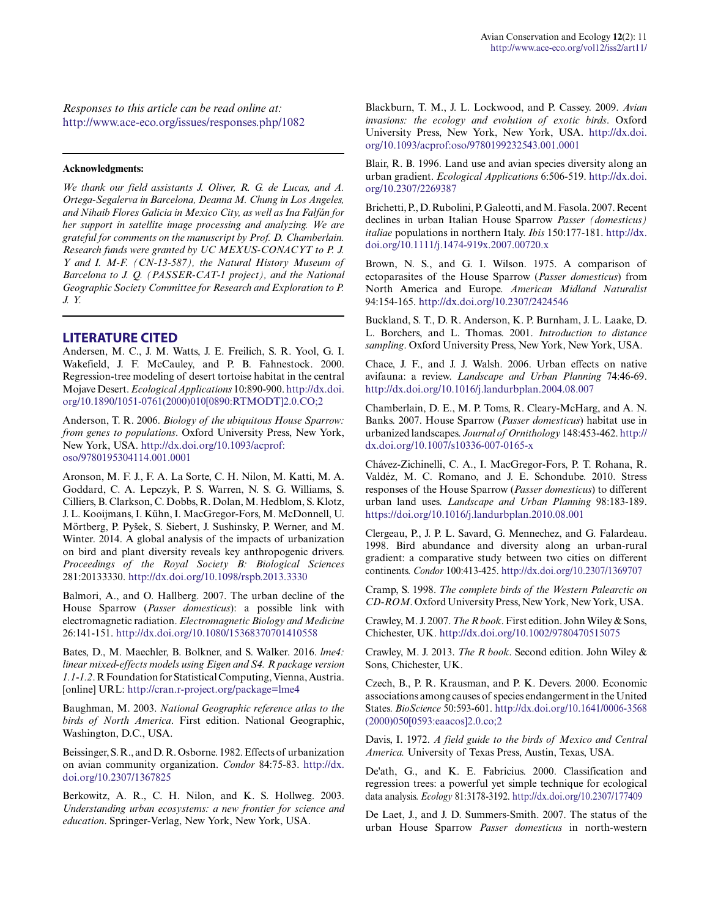*Responses to this article can be read online at:*
http://www.ace-eco.org/issues/responses.php/1082

---

**Acknowledgments:**

*We thank our field assistants J. Oliver, R. G. de Lucas, and A. Ortega-Segalerva in Barcelona, Deanna M. Chung in Los Angeles, and Nihaib Flores Galicia in Mexico City, as well as Ina Falfán for her support in satellite image processing and analyzing. We are grateful for comments on the manuscript by Prof. D. Chamberlain. Research funds were granted by UC MEXUS-CONACYT to P. J. Y and I. M-F. (CN-13-587), the Natural History Museum of Barcelona to J. Q. (PASSER-CAT-1 project), and the National Geographic Society Committee for Research and Exploration to P. J. Y.*

---

## LITERATURE CITED

Andersen, M. C., J. M. Watts, J. E. Freilich, S. R. Yool, G. I. Wakefield, J. F. McCauley, and P. B. Fahnestock. 2000. Regression-tree modeling of desert tortoise habitat in the central Mojave Desert. *Ecological Applications* 10:890-900. http://dx.doi.org/10.1890/1051-0761(2000)010[0890:RTMODT]2.0.CO;2

Anderson, T. R. 2006. *Biology of the ubiquitous House Sparrow: from genes to populations*. Oxford University Press, New York, New York, USA. http://dx.doi.org/10.1093/acprof:oso/9780195304114.001.0001

Aronson, M. F. J., F. A. La Sorte, C. H. Nilon, M. Katti, M. A. Goddard, C. A. Lepczyk, P. S. Warren, N. S. G. Williams, S. Cilliers, B. Clarkson, C. Dobbs, R. Dolan, M. Hedblom, S. Klotz, J. L. Kooijmans, I. Kühn, I. MacGregor-Fors, M. McDonnell, U. Mörtberg, P. Pyšek, S. Siebert, J. Sushinsky, P. Werner, and M. Winter. 2014. A global analysis of the impacts of urbanization on bird and plant diversity reveals key anthropogenic drivers. *Proceedings of the Royal Society B: Biological Sciences* 281:20133330. http://dx.doi.org/10.1098/rspb.2013.3330

Balmori, A., and O. Hallberg. 2007. The urban decline of the House Sparrow (*Passer domesticus*): a possible link with electromagnetic radiation. *Electromagnetic Biology and Medicine* 26:141-151. http://dx.doi.org/10.1080/15368370701410558

Bates, D., M. Maechler, B. Bolkner, and S. Walker. 2016. *lme4: linear mixed-effects models using Eigen and S4. R package version 1.1-1.2*. R Foundation for Statistical Computing, Vienna, Austria. [online] URL: http://cran.r-project.org/package=lme4

Baughman, M. 2003. *National Geographic reference atlas to the birds of North America*. First edition. National Geographic, Washington, D.C., USA.

Beissinger, S. R., and D. R. Osborne. 1982. Effects of urbanization on avian community organization. *Condor* 84:75-83. http://dx.doi.org/10.2307/1367825

Berkowitz, A. R., C. H. Nilon, and K. S. Hollweg. 2003. *Understanding urban ecosystems: a new frontier for science and education*. Springer-Verlag, New York, New York, USA.

Blackburn, T. M., J. L. Lockwood, and P. Cassey. 2009. *Avian invasions: the ecology and evolution of exotic birds*. Oxford University Press, New York, New York, USA. http://dx.doi.org/10.1093/acprof:oso/9780199232543.001.0001

Blair, R. B. 1996. Land use and avian species diversity along an urban gradient. *Ecological Applications* 6:506-519. http://dx.doi.org/10.2307/2269387

Brichetti, P., D. Rubolini, P. Galeotti, and M. Fasola. 2007. Recent declines in urban Italian House Sparrow *Passer (domesticus) italiae* populations in northern Italy. *Ibis* 150:177-181. http://dx.doi.org/10.1111/j.1474-919x.2007.00720.x

Brown, N. S., and G. I. Wilson. 1975. A comparison of ectoparasites of the House Sparrow (*Passer domesticus*) from North America and Europe. *American Midland Naturalist* 94:154-165. http://dx.doi.org/10.2307/2424546

Buckland, S. T., D. R. Anderson, K. P. Burnham, J. L. Laake, D. L. Borchers, and L. Thomas. 2001. *Introduction to distance sampling*. Oxford University Press, New York, New York, USA.

Chace, J. F., and J. J. Walsh. 2006. Urban effects on native avifauna: a review. *Landscape and Urban Planning* 74:46-69. http://dx.doi.org/10.1016/j.landurbplan.2004.08.007

Chamberlain, D. E., M. P. Toms, R. Cleary-McHarg, and A. N. Banks. 2007. House Sparrow (*Passer domesticus*) habitat use in urbanized landscapes. *Journal of Ornithology* 148:453-462. http://dx.doi.org/10.1007/s10336-007-0165-x

Chávez-Zichinelli, C. A., I. MacGregor-Fors, P. T. Rohana, R. Valdéz, M. C. Romano, and J. E. Schondube. 2010. Stress responses of the House Sparrow (*Passer domesticus*) to different urban land uses. *Landscape and Urban Planning* 98:183-189. https://doi.org/10.1016/j.landurbplan.2010.08.001

Clergeau, P., J. P. L. Savard, G. Mennechez, and G. Falardeau. 1998. Bird abundance and diversity along an urban-rural gradient: a comparative study between two cities on different continents. *Condor* 100:413-425. http://dx.doi.org/10.2307/1369707

Cramp, S. 1998. *The complete birds of the Western Palearctic on CD-ROM*. Oxford University Press, New York, New York, USA.

Crawley, M. J. 2007. *The R book*. First edition. John Wiley & Sons, Chichester, UK. http://dx.doi.org/10.1002/9780470515075

Crawley, M. J. 2013. *The R book*. Second edition. John Wiley & Sons, Chichester, UK.

Czech, B., P. R. Krausman, and P. K. Devers. 2000. Economic associations among causes of species endangerment in the United States. *BioScience* 50:593-601. http://dx.doi.org/10.1641/0006-3568(2000)050[0593:eaacos]2.0.co;2

Davis, I. 1972. *A field guide to the birds of Mexico and Central America.* University of Texas Press, Austin, Texas, USA.

De'ath, G., and K. E. Fabricius. 2000. Classification and regression trees: a powerful yet simple technique for ecological data analysis. *Ecology* 81:3178-3192. http://dx.doi.org/10.2307/177409

De Laet, J., and J. D. Summers-Smith. 2007. The status of the urban House Sparrow *Passer domesticus* in north-western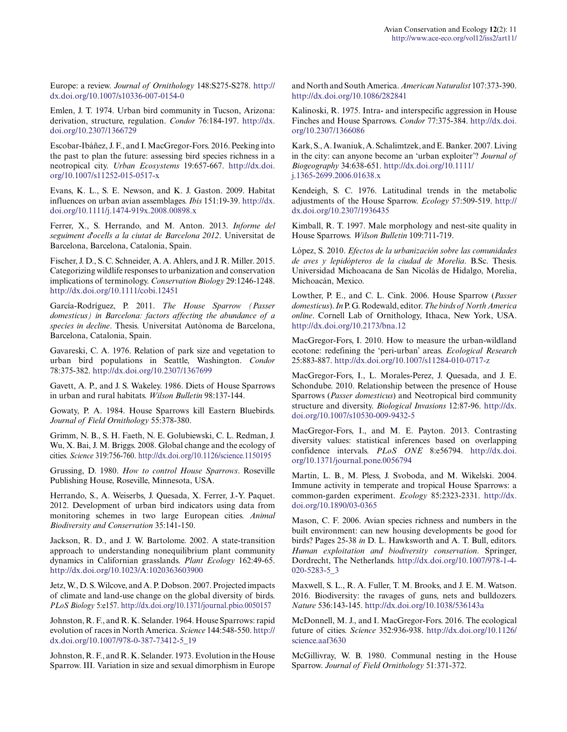Europe: a review. *Journal of Ornithology* 148:S275-S278. http://dx.doi.org/10.1007/s10336-007-0154-0

Emlen, J. T. 1974. Urban bird community in Tucson, Arizona: derivation, structure, regulation. *Condor* 76:184-197. http://dx.doi.org/10.2307/1366729

Escobar-Ibáñez, J. F., and I. MacGregor-Fors. 2016. Peeking into the past to plan the future: assessing bird species richness in a neotropical city. *Urban Ecosystems* 19:657-667. http://dx.doi.org/10.1007/s11252-015-0517-x

Evans, K. L., S. E. Newson, and K. J. Gaston. 2009. Habitat influences on urban avian assemblages. *Ibis* 151:19-39. http://dx.doi.org/10.1111/j.1474-919x.2008.00898.x

Ferrer, X., S. Herrando, and M. Anton. 2013. *Informe del seguiment d'ocells a la ciutat de Barcelona 2012*. Universitat de Barcelona, Barcelona, Catalonia, Spain.

Fischer, J. D., S. C. Schneider, A. A. Ahlers, and J. R. Miller. 2015. Categorizing wildlife responses to urbanization and conservation implications of terminology. *Conservation Biology* 29:1246-1248. http://dx.doi.org/10.1111/cobi.12451

García-Rodríguez, P. 2011. *The House Sparrow (Passer domesticus) in Barcelona: factors affecting the abundance of a species in decline*. Thesis. Universitat Autònoma de Barcelona, Barcelona, Catalonia, Spain.

Gavareski, C. A. 1976. Relation of park size and vegetation to urban bird populations in Seattle, Washington. *Condor* 78:375-382. http://dx.doi.org/10.2307/1367699

Gavett, A. P., and J. S. Wakeley. 1986. Diets of House Sparrows in urban and rural habitats. *Wilson Bulletin* 98:137-144.

Gowaty, P. A. 1984. House Sparrows kill Eastern Bluebirds. *Journal of Field Ornithology* 55:378-380.

Grimm, N. B., S. H. Faeth, N. E. Golubiewski, C. L. Redman, J. Wu, X. Bai, J. M. Briggs. 2008. Global change and the ecology of cities. *Science* 319:756-760. http://dx.doi.org/10.1126/science.1150195

Grussing, D. 1980. *How to control House Sparrows*. Roseville Publishing House, Roseville, Minnesota, USA.

Herrando, S., A. Weiserbs, J. Quesada, X. Ferrer, J.-Y. Paquet. 2012. Development of urban bird indicators using data from monitoring schemes in two large European cities. *Animal Biodiversity and Conservation* 35:141-150.

Jackson, R. D., and J. W. Bartolome. 2002. A state-transition approach to understanding nonequilibrium plant community dynamics in Californian grasslands. *Plant Ecology* 162:49-65. http://dx.doi.org/10.1023/A:1020363603900

Jetz, W., D. S. Wilcove, and A. P. Dobson. 2007. Projected impacts of climate and land-use change on the global diversity of birds. *PLoS Biology* 5:e157. http://dx.doi.org/10.1371/journal.pbio.0050157

Johnston, R. F., and R. K. Selander. 1964. House Sparrows: rapid evolution of races in North America. *Science* 144:548-550. http://dx.doi.org/10.1007/978-0-387-73412-5_19

Johnston, R. F., and R. K. Selander. 1973. Evolution in the House Sparrow. III. Variation in size and sexual dimorphism in Europe and North and South America. *American Naturalist* 107:373-390. http://dx.doi.org/10.1086/282841

Kalinoski, R. 1975. Intra- and interspecific aggression in House Finches and House Sparrows. *Condor* 77:375-384. http://dx.doi.org/10.2307/1366086

Kark, S., A. Iwaniuk, A. Schalimtzek, and E. Banker. 2007. Living in the city: can anyone become an 'urban exploiter'? *Journal of Biogeography* 34:638-651. http://dx.doi.org/10.1111/j.1365-2699.2006.01638.x

Kendeigh, S. C. 1976. Latitudinal trends in the metabolic adjustments of the House Sparrow. *Ecology* 57:509-519. http://dx.doi.org/10.2307/1936435

Kimball, R. T. 1997. Male morphology and nest-site quality in House Sparrows. *Wilson Bulletin* 109:711-719.

López, S. 2010. *Efectos de la urbanización sobre las comunidades de aves y lepidópteros de la ciudad de Morelia*. B.Sc. Thesis. Universidad Michoacana de San Nicolás de Hidalgo, Morelia, Michoacán, Mexico.

Lowther, P. E., and C. L. Cink. 2006. House Sparrow (*Passer domesticus*). *In* P. G. Rodewald, editor. *The birds of North America online*. Cornell Lab of Ornithology, Ithaca, New York, USA. http://dx.doi.org/10.2173/bna.12

MacGregor-Fors, I. 2010. How to measure the urban-wildland ecotone: redefining the 'peri-urban' areas. *Ecological Research* 25:883-887. http://dx.doi.org/10.1007/s11284-010-0717-z

MacGregor-Fors, I., L. Morales-Perez, J. Quesada, and J. E. Schondube. 2010. Relationship between the presence of House Sparrows (*Passer domesticus*) and Neotropical bird community structure and diversity. *Biological Invasions* 12:87-96. http://dx.doi.org/10.1007/s10530-009-9432-5

MacGregor-Fors, I., and M. E. Payton. 2013. Contrasting diversity values: statistical inferences based on overlapping confidence intervals. *PLoS ONE* 8:e56794. http://dx.doi.org/10.1371/journal.pone.0056794

Martin, L. B., M. Pless, J. Svoboda, and M. Wikelski. 2004. Immune activity in temperate and tropical House Sparrows: a common-garden experiment. *Ecology* 85:2323-2331. http://dx.doi.org/10.1890/03-0365

Mason, C. F. 2006. Avian species richness and numbers in the built environment: can new housing developments be good for birds? Pages 25-38 *in* D. L. Hawksworth and A. T. Bull, editors. *Human exploitation and biodiversity conservation*. Springer, Dordrecht, The Netherlands. http://dx.doi.org/10.1007/978-1-4-020-5283-5_3

Maxwell, S. L., R. A. Fuller, T. M. Brooks, and J. E. M. Watson. 2016. Biodiversity: the ravages of guns, nets and bulldozers. *Nature* 536:143-145. http://dx.doi.org/10.1038/536143a

McDonnell, M. J., and I. MacGregor-Fors. 2016. The ecological future of cities. *Science* 352:936-938. http://dx.doi.org/10.1126/science.aaf3630

McGillivray, W. B. 1980. Communal nesting in the House Sparrow. *Journal of Field Ornithology* 51:371-372.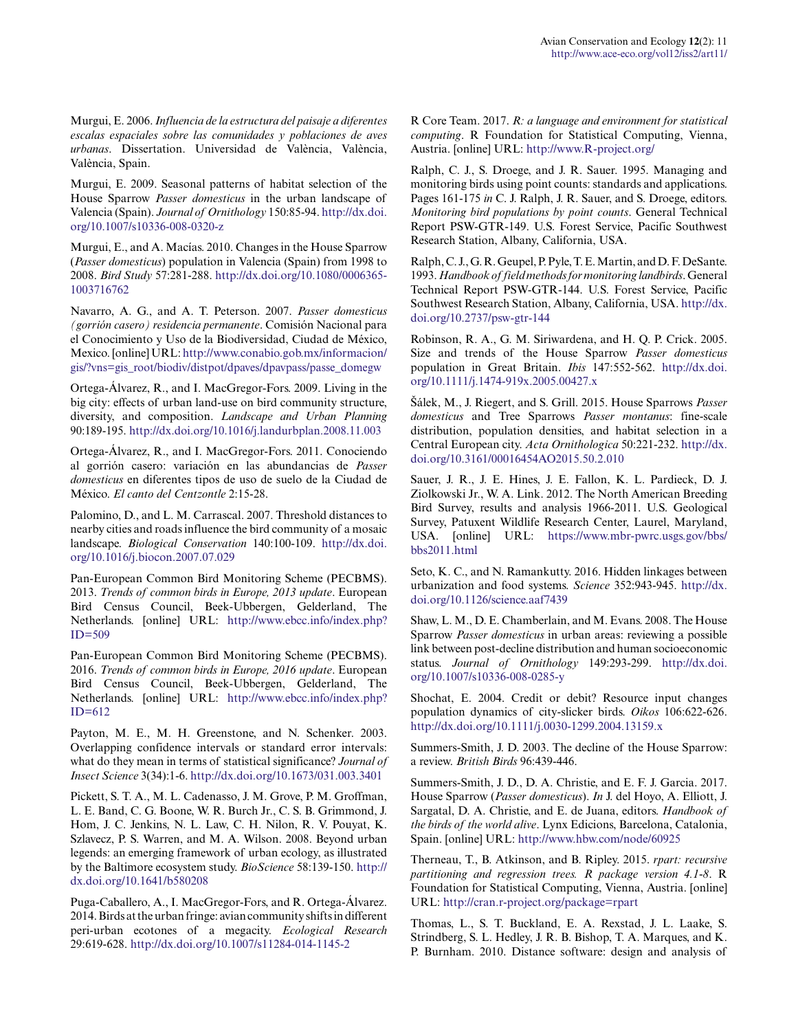Murgui, E. 2006. *Influencia de la estructura del paisaje a diferentes escalas espaciales sobre las comunidades y poblaciones de aves urbanas*. Dissertation. Universidad de València, València, València, Spain.

Murgui, E. 2009. Seasonal patterns of habitat selection of the House Sparrow *Passer domesticus* in the urban landscape of Valencia (Spain). *Journal of Ornithology* 150:85-94. http://dx.doi.org/10.1007/s10336-008-0320-z

Murgui, E., and A. Macías. 2010. Changes in the House Sparrow (*Passer domesticus*) population in Valencia (Spain) from 1998 to 2008. *Bird Study* 57:281-288. http://dx.doi.org/10.1080/00063651003716762

Navarro, A. G., and A. T. Peterson. 2007. *Passer domesticus (gorrión casero) residencia permanente*. Comisión Nacional para el Conocimiento y Uso de la Biodiversidad, Ciudad de México, Mexico. [online] URL: http://www.conabio.gob.mx/informacion/gis/?vns=gis_root/biodiv/distpot/dpaves/dpavpass/passe_domegw

Ortega-Álvarez, R., and I. MacGregor-Fors. 2009. Living in the big city: effects of urban land-use on bird community structure, diversity, and composition. *Landscape and Urban Planning* 90:189-195. http://dx.doi.org/10.1016/j.landurbplan.2008.11.003

Ortega-Álvarez, R., and I. MacGregor-Fors. 2011. Conociendo al gorrión casero: variación en las abundancias de *Passer domesticus* en diferentes tipos de uso de suelo de la Ciudad de México. *El canto del Centzontle* 2:15-28.

Palomino, D., and L. M. Carrascal. 2007. Threshold distances to nearby cities and roads influence the bird community of a mosaic landscape. *Biological Conservation* 140:100-109. http://dx.doi.org/10.1016/j.biocon.2007.07.029

Pan-European Common Bird Monitoring Scheme (PECBMS). 2013. *Trends of common birds in Europe, 2013 update*. European Bird Census Council, Beek-Ubbergen, Gelderland, The Netherlands. [online] URL: http://www.ebcc.info/index.php?ID=509

Pan-European Common Bird Monitoring Scheme (PECBMS). 2016. *Trends of common birds in Europe, 2016 update*. European Bird Census Council, Beek-Ubbergen, Gelderland, The Netherlands. [online] URL: http://www.ebcc.info/index.php?ID=612

Payton, M. E., M. H. Greenstone, and N. Schenker. 2003. Overlapping confidence intervals or standard error intervals: what do they mean in terms of statistical significance? *Journal of Insect Science* 3(34):1-6. http://dx.doi.org/10.1673/031.003.3401

Pickett, S. T. A., M. L. Cadenasso, J. M. Grove, P. M. Groffman, L. E. Band, C. G. Boone, W. R. Burch Jr., C. S. B. Grimmond, J. Hom, J. C. Jenkins, N. L. Law, C. H. Nilon, R. V. Pouyat, K. Szlavecz, P. S. Warren, and M. A. Wilson. 2008. Beyond urban legends: an emerging framework of urban ecology, as illustrated by the Baltimore ecosystem study. *BioScience* 58:139-150. http://dx.doi.org/10.1641/b580208

Puga-Caballero, A., I. MacGregor-Fors, and R. Ortega-Álvarez. 2014. Birds at the urban fringe: avian community shifts in different peri-urban ecotones of a megacity. *Ecological Research* 29:619-628. http://dx.doi.org/10.1007/s11284-014-1145-2

R Core Team. 2017. *R: a language and environment for statistical computing*. R Foundation for Statistical Computing, Vienna, Austria. [online] URL: http://www.R-project.org/

Ralph, C. J., S. Droege, and J. R. Sauer. 1995. Managing and monitoring birds using point counts: standards and applications. Pages 161-175 *in* C. J. Ralph, J. R. Sauer, and S. Droege, editors. *Monitoring bird populations by point counts*. General Technical Report PSW-GTR-149. U.S. Forest Service, Pacific Southwest Research Station, Albany, California, USA.

Ralph, C. J., G. R. Geupel, P. Pyle, T. E. Martin, and D. F. DeSante. 1993. *Handbook of field methods for monitoring landbirds*. General Technical Report PSW-GTR-144. U.S. Forest Service, Pacific Southwest Research Station, Albany, California, USA. http://dx.doi.org/10.2737/psw-gtr-144

Robinson, R. A., G. M. Siriwardena, and H. Q. P. Crick. 2005. Size and trends of the House Sparrow *Passer domesticus* population in Great Britain. *Ibis* 147:552-562. http://dx.doi.org/10.1111/j.1474-919x.2005.00427.x

Šálek, M., J. Riegert, and S. Grill. 2015. House Sparrows *Passer domesticus* and Tree Sparrows *Passer montanus*: fine-scale distribution, population densities, and habitat selection in a Central European city. *Acta Ornithologica* 50:221-232. http://dx.doi.org/10.3161/00016454AO2015.50.2.010

Sauer, J. R., J. E. Hines, J. E. Fallon, K. L. Pardieck, D. J. Ziolkowski Jr., W. A. Link. 2012. The North American Breeding Bird Survey, results and analysis 1966-2011. U.S. Geological Survey, Patuxent Wildlife Research Center, Laurel, Maryland, USA. [online] URL: https://www.mbr-pwrc.usgs.gov/bbs/bbs2011.html

Seto, K. C., and N. Ramankutty. 2016. Hidden linkages between urbanization and food systems. *Science* 352:943-945. http://dx.doi.org/10.1126/science.aaf7439

Shaw, L. M., D. E. Chamberlain, and M. Evans. 2008. The House Sparrow *Passer domesticus* in urban areas: reviewing a possible link between post-decline distribution and human socioeconomic status. *Journal of Ornithology* 149:293-299. http://dx.doi.org/10.1007/s10336-008-0285-y

Shochat, E. 2004. Credit or debit? Resource input changes population dynamics of city-slicker birds. *Oikos* 106:622-626. http://dx.doi.org/10.1111/j.0030-1299.2004.13159.x

Summers-Smith, J. D. 2003. The decline of the House Sparrow: a review. *British Birds* 96:439-446.

Summers-Smith, J. D., D. A. Christie, and E. F. J. Garcia. 2017. House Sparrow (*Passer domesticus*). *In* J. del Hoyo, A. Elliott, J. Sargatal, D. A. Christie, and E. de Juana, editors. *Handbook of the birds of the world alive*. Lynx Edicions, Barcelona, Catalonia, Spain. [online] URL: http://www.hbw.com/node/60925

Therneau, T., B. Atkinson, and B. Ripley. 2015. *rpart: recursive partitioning and regression trees. R package version 4.1-8*. R Foundation for Statistical Computing, Vienna, Austria. [online] URL: http://cran.r-project.org/package=rpart

Thomas, L., S. T. Buckland, E. A. Rexstad, J. L. Laake, S. Strindberg, S. L. Hedley, J. R. B. Bishop, T. A. Marques, and K. P. Burnham. 2010. Distance software: design and analysis of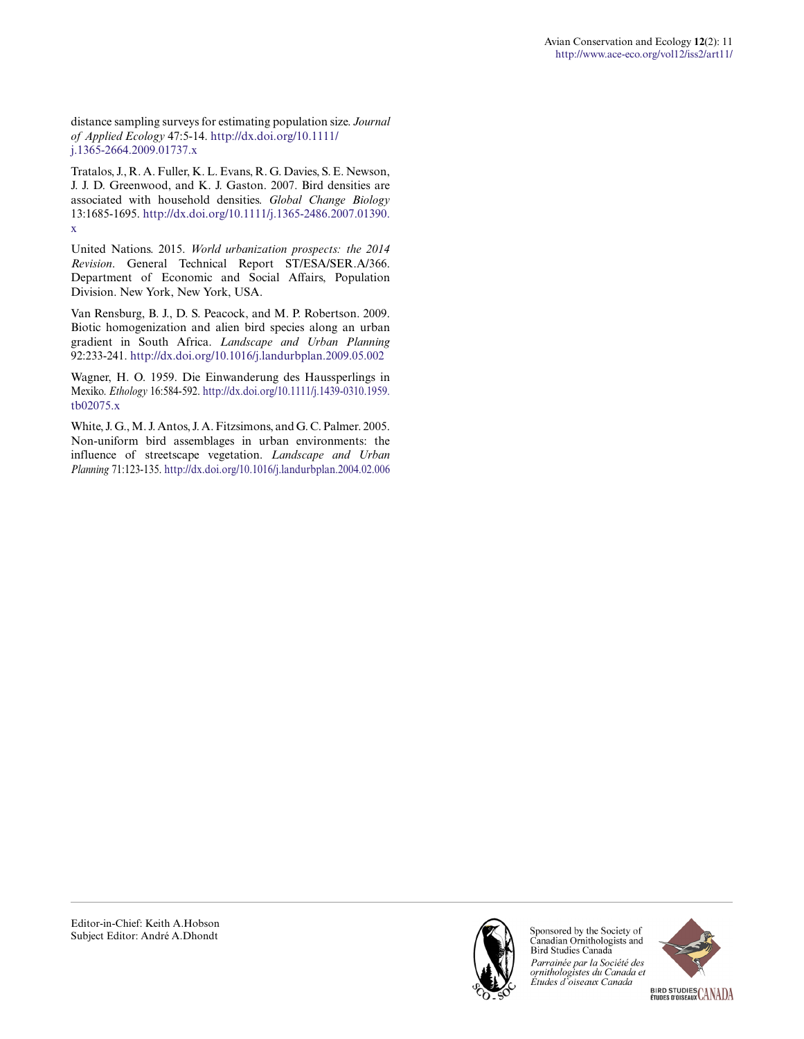distance sampling surveys for estimating population size. *Journal of Applied Ecology* 47:5-14. http://dx.doi.org/10.1111/j.1365-2664.2009.01737.x

Tratalos, J., R. A. Fuller, K. L. Evans, R. G. Davies, S. E. Newson, J. J. D. Greenwood, and K. J. Gaston. 2007. Bird densities are associated with household densities. *Global Change Biology* 13:1685-1695. http://dx.doi.org/10.1111/j.1365-2486.2007.01390.x

United Nations. 2015. *World urbanization prospects: the 2014 Revision*. General Technical Report ST/ESA/SER.A/366. Department of Economic and Social Affairs, Population Division. New York, New York, USA.

Van Rensburg, B. J., D. S. Peacock, and M. P. Robertson. 2009. Biotic homogenization and alien bird species along an urban gradient in South Africa. *Landscape and Urban Planning* 92:233-241. http://dx.doi.org/10.1016/j.landurbplan.2009.05.002

Wagner, H. O. 1959. Die Einwanderung des Haussperlings in Mexiko. *Ethology* 16:584-592. http://dx.doi.org/10.1111/j.1439-0310.1959.tb02075.x

White, J. G., M. J. Antos, J. A. Fitzsimons, and G. C. Palmer. 2005. Non-uniform bird assemblages in urban environments: the influence of streetscape vegetation. *Landscape and Urban Planning* 71:123-135. http://dx.doi.org/10.1016/j.landurbplan.2004.02.006

Editor-in-Chief: Keith A.Hobson
Subject Editor: André A.Dhondt

Sponsored by the Society of Canadian Ornithologists and Bird Studies Canada
*Parrainée par la Société des ornithologistes du Canada et Études d'oiseaux Canada*